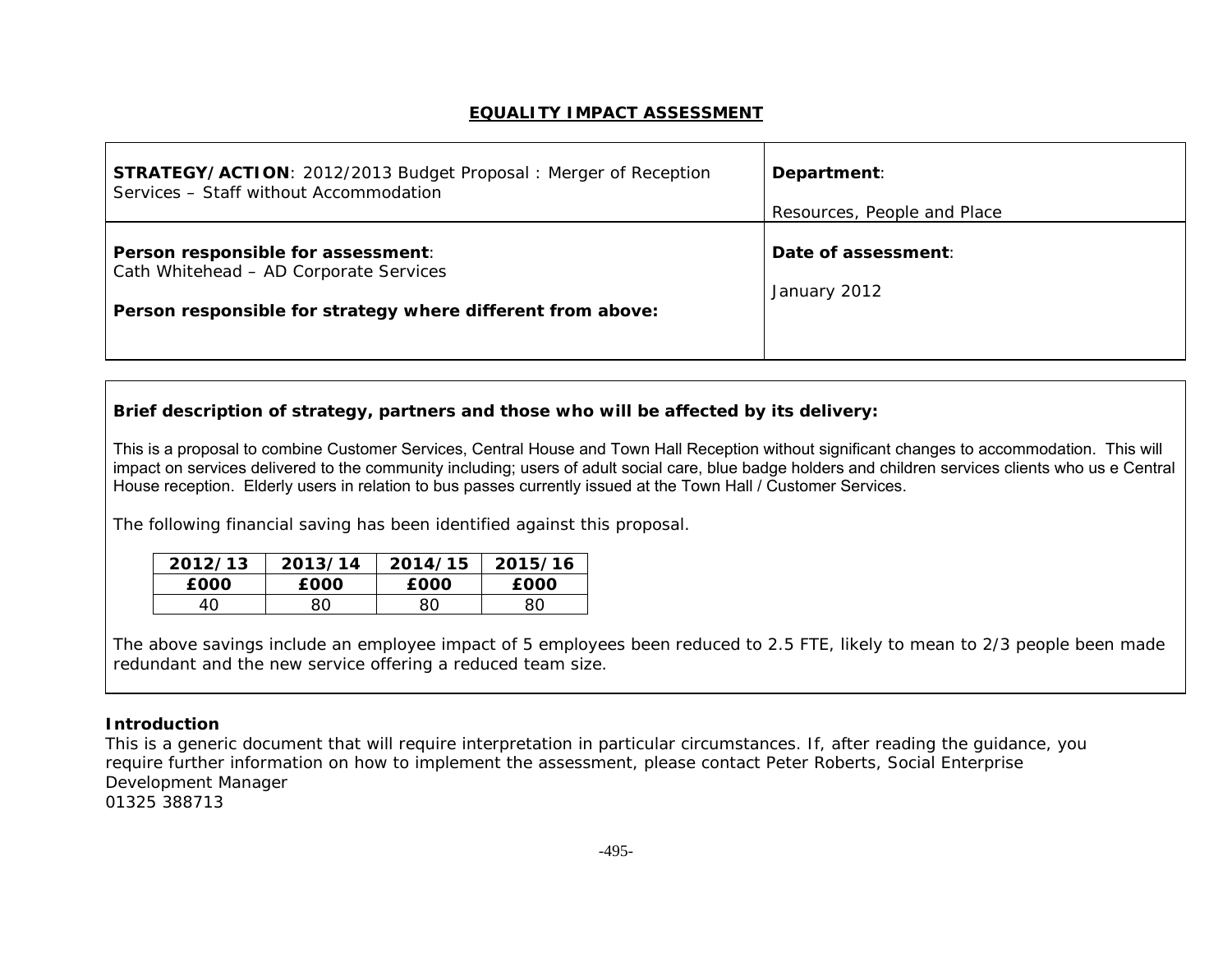# EQUALITY IMPACT ASSESSMENT

| | |
|---|---|
| **STRATEGY/ACTION**: 2012/2013 Budget Proposal : Merger of Reception Services – Staff without Accommodation | **Department**:<br><br>Resources, People and Place |
| **Person responsible for assessment**:<br>Cath Whitehead – AD Corporate Services<br><br>**Person responsible for strategy where different from above:** | **Date of assessment**:<br><br>January 2012 |

**Brief description of strategy, partners and those who will be affected by its delivery:**

This is a proposal to combine Customer Services, Central House and Town Hall Reception without significant changes to accommodation. This will impact on services delivered to the community including; users of adult social care, blue badge holders and children services clients who us e Central House reception. Elderly users in relation to bus passes currently issued at the Town Hall / Customer Services.

The following financial saving has been identified against this proposal.

| 2012/13 | 2013/14 | 2014/15 | 2015/16 |
|---|---|---|---|
| **£000** | **£000** | **£000** | **£000** |
| 40 | 80 | 80 | 80 |

The above savings include an employee impact of 5 employees been reduced to 2.5 FTE, likely to mean to 2/3 people been made redundant and the new service offering a reduced team size.

**Introduction**

This is a generic document that will require interpretation in particular circumstances. If, after reading the guidance, you require further information on how to implement the assessment, please contact Peter Roberts, Social Enterprise Development Manager
01325 388713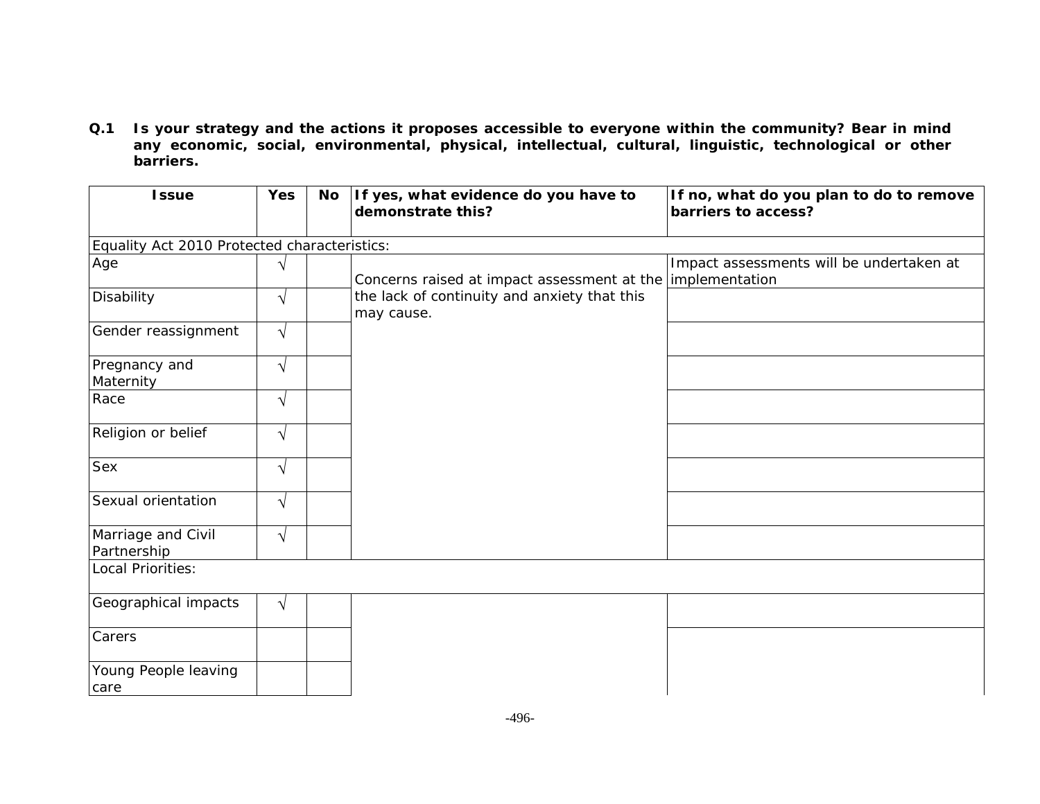**Q.1 Is your strategy and the actions it proposes accessible to everyone within the community? Bear in mind any economic, social, environmental, physical, intellectual, cultural, linguistic, technological or other barriers.**

| Issue | Yes | No | If yes, what evidence do you have to demonstrate this? | If no, what do you plan to do to remove barriers to access? |
|---|---|---|---|---|
| Equality Act 2010 Protected characteristics: | | | | |
| Age | √ | | Concerns raised at impact assessment at the lack of continuity and anxiety that this may cause. | Impact assessments will be undertaken at implementation |
| Disability | √ | | | |
| Gender reassignment | √ | | | |
| Pregnancy and Maternity | √ | | | |
| Race | √ | | | |
| Religion or belief | √ | | | |
| Sex | √ | | | |
| Sexual orientation | √ | | | |
| Marriage and Civil Partnership | √ | | | |
| Local Priorities: | | | | |
| Geographical impacts | √ | | | |
| Carers | | | | |
| Young People leaving care | | | | |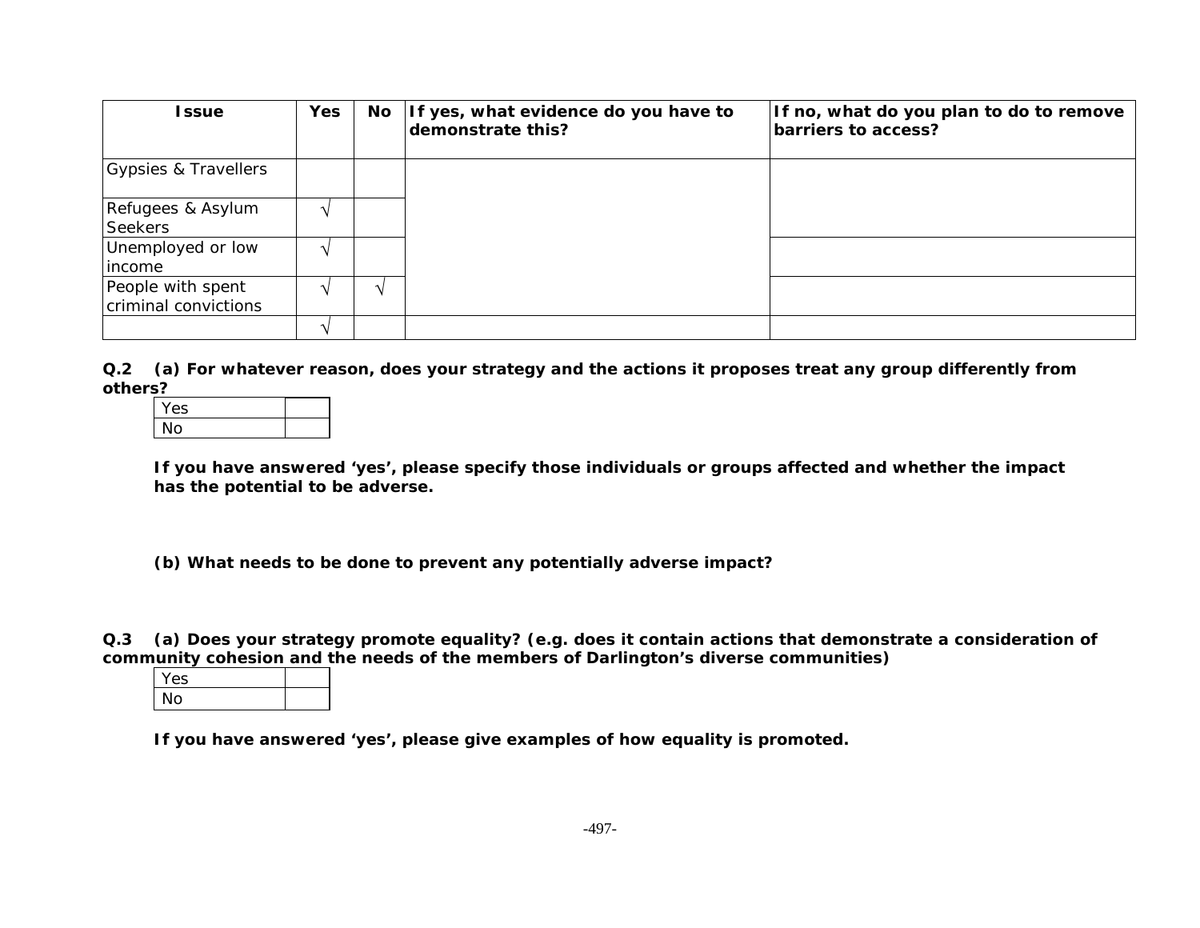| Issue | Yes | No | If yes, what evidence do you have to demonstrate this? | If no, what do you plan to do to remove barriers to access? |
|---|---|---|---|---|
| Gypsies & Travellers | | | | |
| Refugees & Asylum Seekers | √ | | | |
| Unemployed or low income | √ | | | |
| People with spent criminal convictions | √ | √ | | |
| | √ | | | |

**Q.2 (a) For whatever reason, does your strategy and the actions it proposes treat any group differently from others?**

| Yes | |
|---|---|
| No | |

**If you have answered 'yes', please specify those individuals or groups affected and whether the impact has the potential to be adverse.**

**(b) What needs to be done to prevent any potentially adverse impact?**

**Q.3 (a) Does your strategy promote equality? (e.g. does it contain actions that demonstrate a consideration of community cohesion and the needs of the members of Darlington's diverse communities)**

| Yes | |
|---|---|
| No | |

**If you have answered 'yes', please give examples of how equality is promoted.**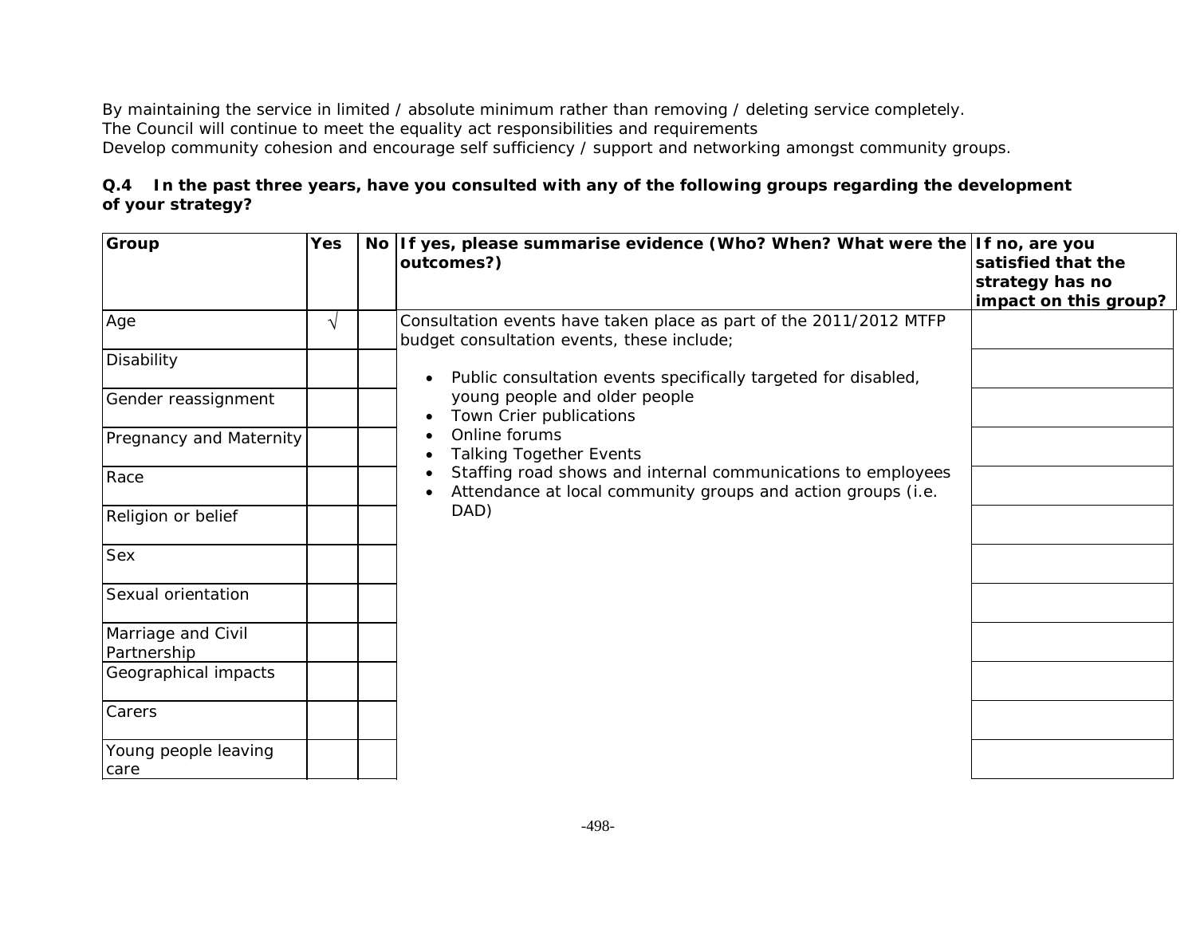By maintaining the service in limited / absolute minimum rather than removing / deleting service completely.
The Council will continue to meet the equality act responsibilities and requirements
Develop community cohesion and encourage self sufficiency / support and networking amongst community groups.

**Q.4 In the past three years, have you consulted with any of the following groups regarding the development of your strategy?**

| Group | Yes | No | If yes, please summarise evidence (Who? When? What were the outcomes?) | If no, are you satisfied that the strategy has no impact on this group? |
|---|---|---|---|---|
| Age | √ | | Consultation events have taken place as part of the 2011/2012 MTFP budget consultation events, these include; • Public consultation events specifically targeted for disabled, young people and older people • Town Crier publications • Online forums • Talking Together Events • Staffing road shows and internal communications to employees • Attendance at local community groups and action groups (i.e. DAD) | |
| Disability | | | | |
| Gender reassignment | | | | |
| Pregnancy and Maternity | | | | |
| Race | | | | |
| Religion or belief | | | | |
| Sex | | | | |
| Sexual orientation | | | | |
| Marriage and Civil Partnership | | | | |
| Geographical impacts | | | | |
| Carers | | | | |
| Young people leaving care | | | | |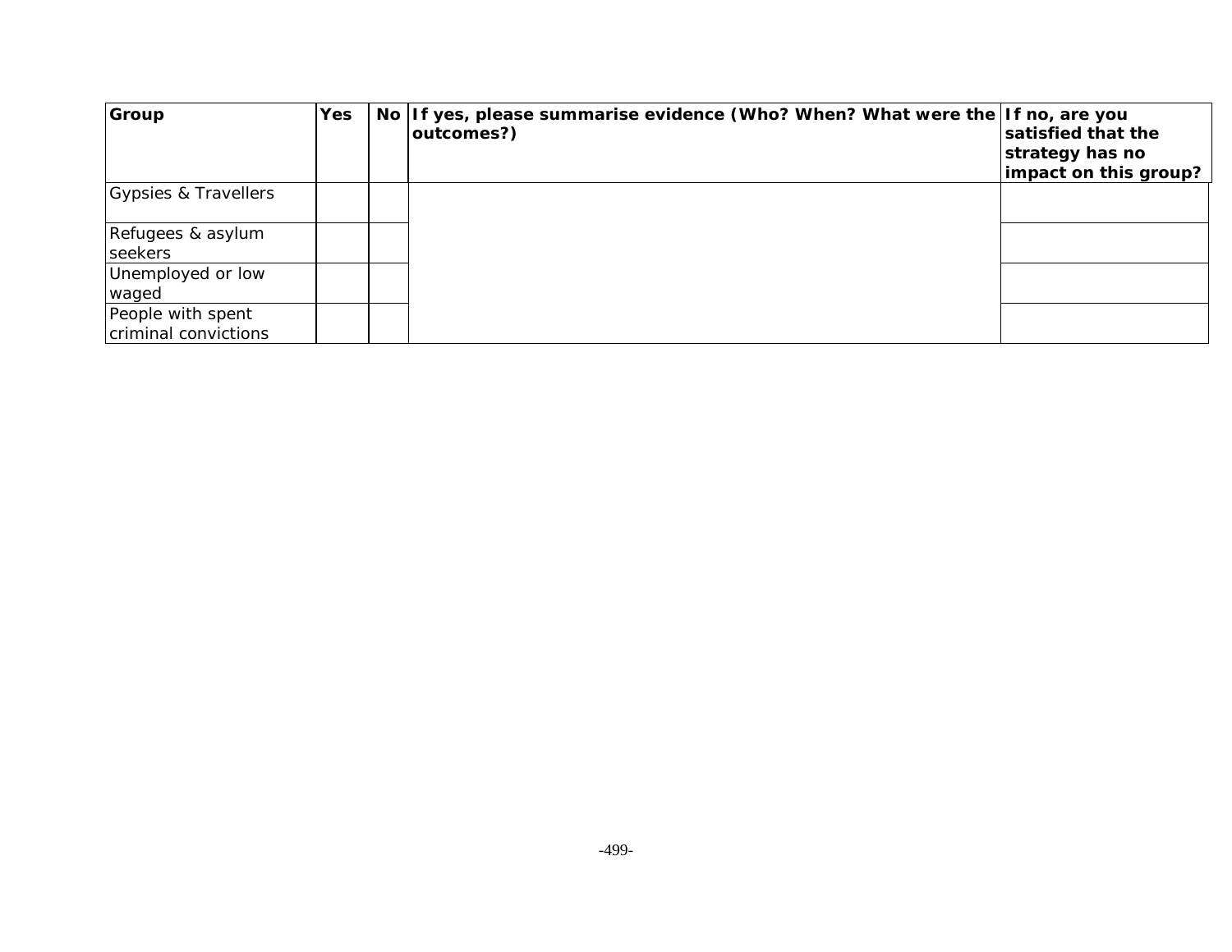| Group | Yes | No | If yes, please summarise evidence (Who? When? What were the outcomes?) | If no, are you satisfied that the strategy has no impact on this group? |
|---|---|---|---|---|
| Gypsies & Travellers | | | | |
| Refugees & asylum seekers | | | | |
| Unemployed or low waged | | | | |
| People with spent criminal convictions | | | | |